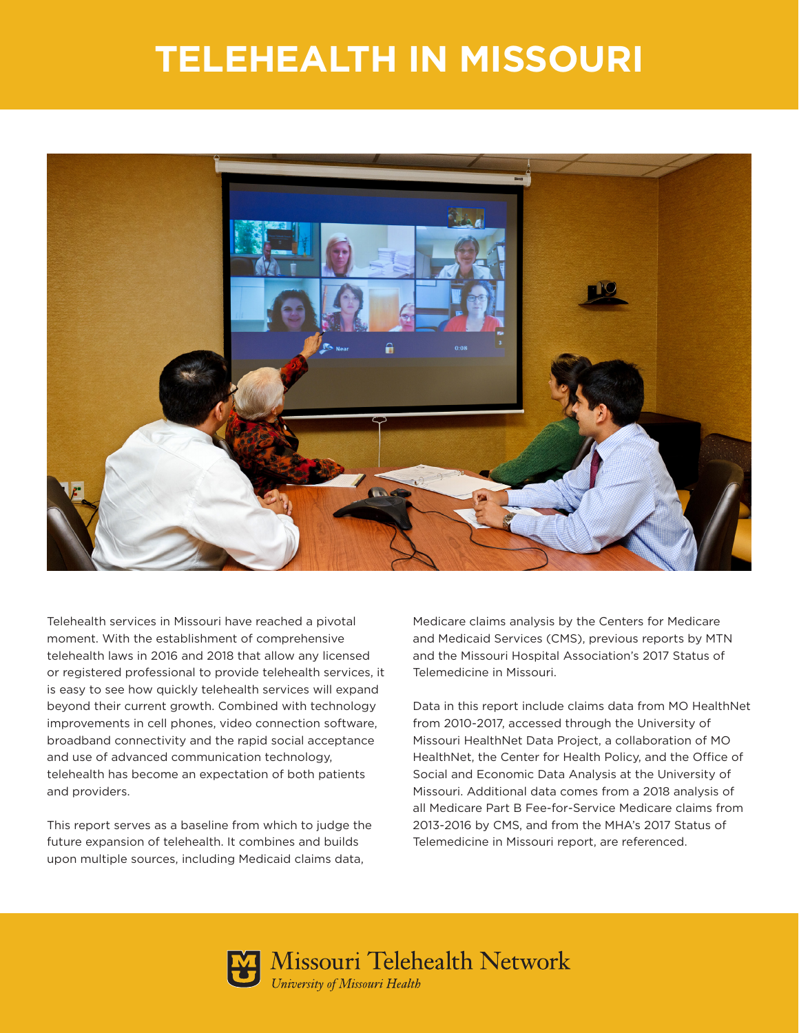# TELEHEALTH IN MISSOURI

Telehealth services in Missouri have reached a pivotal moment. With the establishment of comprehensive telehealth laws in 2016 and 2018 that allow any licensed or registered professional to provide telehealth services, it is easy to see how quickly telehealth services will expand beyond their current growth. Combined with technology improvements in cell phones, video connection software, broadband connectivity and the rapid social acceptance and use of advanced communication technology, telehealth has become an expectation of both patients and providers.

This report serves as a baseline from which to judge the future expansion of telehealth. It combines and builds upon multiple sources, including Medicaid claims data, Medicare claims analysis by the Centers for Medicare and Medicaid Services (CMS), previous reports by MTN and the Missouri Hospital Association's 2017 Status of Telemedicine in Missouri.

Data in this report include claims data from MO HealthNet from 2010-2017, accessed through the University of Missouri HealthNet Data Project, a collaboration of MO HealthNet, the Center for Health Policy, and the Office of Social and Economic Data Analysis at the University of Missouri. Additional data comes from a 2018 analysis of all Medicare Part B Fee-for-Service Medicare claims from 2013-2016 by CMS, and from the MHA's 2017 Status of Telemedicine in Missouri report, are referenced.

Missouri Telehealth Network
*University of Missouri Health*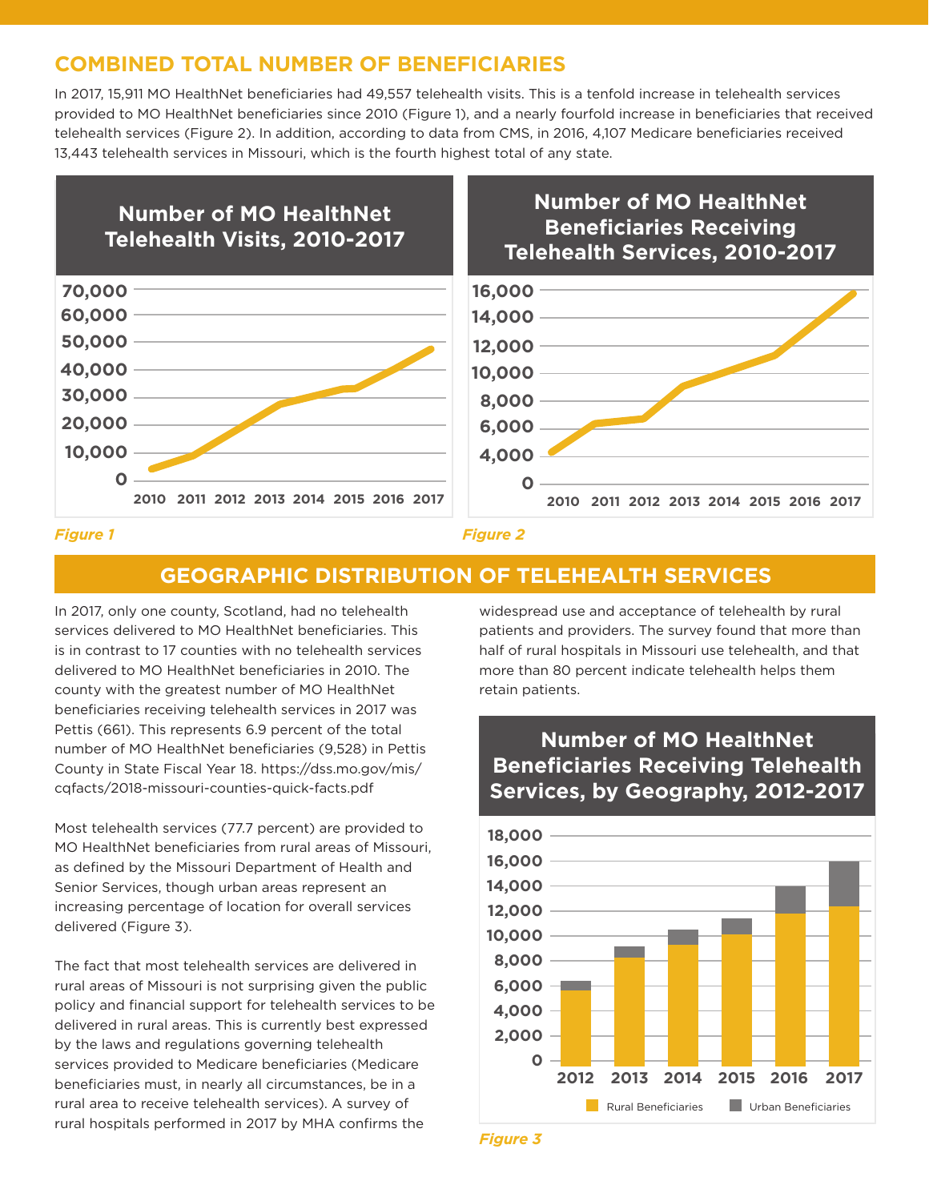## COMBINED TOTAL NUMBER OF BENEFICIARIES

In 2017, 15,911 MO HealthNet beneficiaries had 49,557 telehealth visits. This is a tenfold increase in telehealth services provided to MO HealthNet beneficiaries since 2010 (Figure 1), and a nearly fourfold increase in beneficiaries that received telehealth services (Figure 2). In addition, according to data from CMS, in 2016, 4,107 Medicare beneficiaries received 13,443 telehealth services in Missouri, which is the fourth highest total of any state.

**Number of MO HealthNet Telehealth Visits, 2010-2017**

70,000
60,000
50,000
40,000
30,000
20,000
10,000
0

2010 2011 2012 2013 2014 2015 2016 2017

*Figure 1*

**Number of MO HealthNet Beneficiaries Receiving Telehealth Services, 2010-2017**

16,000
14,000
12,000
10,000
8,000
6,000
4,000
0

2010 2011 2012 2013 2014 2015 2016 2017

*Figure 2*

## GEOGRAPHIC DISTRIBUTION OF TELEHEALTH SERVICES

In 2017, only one county, Scotland, had no telehealth services delivered to MO HealthNet beneficiaries. This is in contrast to 17 counties with no telehealth services delivered to MO HealthNet beneficiaries in 2010. The county with the greatest number of MO HealthNet beneficiaries receiving telehealth services in 2017 was Pettis (661). This represents 6.9 percent of the total number of MO HealthNet beneficiaries (9,528) in Pettis County in State Fiscal Year 18. https://dss.mo.gov/mis/cqfacts/2018-missouri-counties-quick-facts.pdf

Most telehealth services (77.7 percent) are provided to MO HealthNet beneficiaries from rural areas of Missouri, as defined by the Missouri Department of Health and Senior Services, though urban areas represent an increasing percentage of location for overall services delivered (Figure 3).

The fact that most telehealth services are delivered in rural areas of Missouri is not surprising given the public policy and financial support for telehealth services to be delivered in rural areas. This is currently best expressed by the laws and regulations governing telehealth services provided to Medicare beneficiaries (Medicare beneficiaries must, in nearly all circumstances, be in a rural area to receive telehealth services). A survey of rural hospitals performed in 2017 by MHA confirms the widespread use and acceptance of telehealth by rural patients and providers. The survey found that more than half of rural hospitals in Missouri use telehealth, and that more than 80 percent indicate telehealth helps them retain patients.

**Number of MO HealthNet Beneficiaries Receiving Telehealth Services, by Geography, 2012-2017**

18,000
16,000
14,000
12,000
10,000
8,000
6,000
4,000
2,000
0

2012 2013 2014 2015 2016 2017

Rural Beneficiaries
Urban Beneficiaries

*Figure 3*